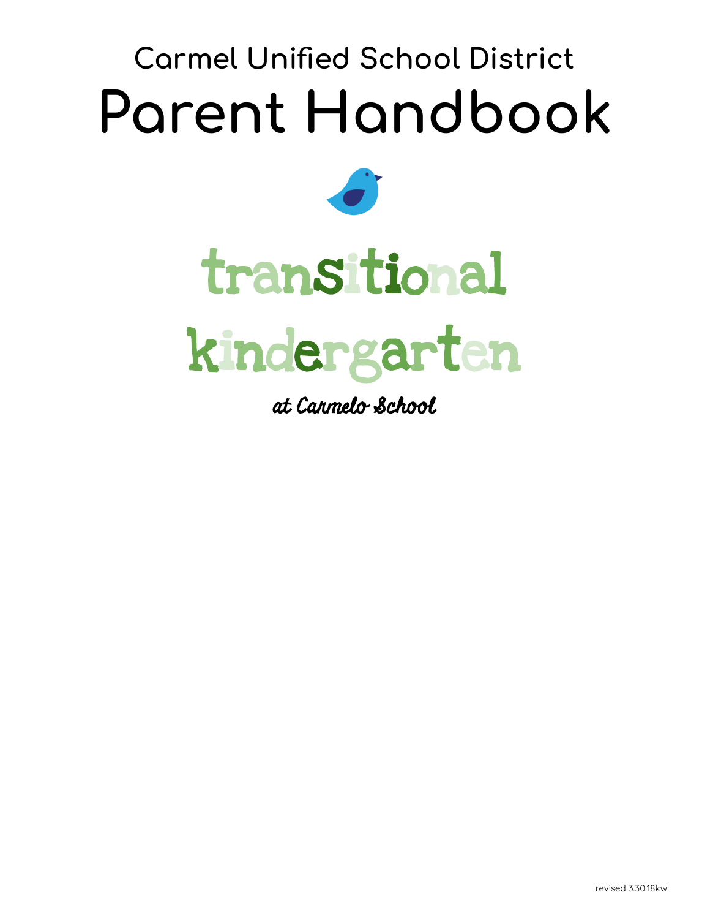Carmel Unified School District

# Parent Handbook

# transitional kindergarten

*at Carmelo School*

revised 3.30.18kw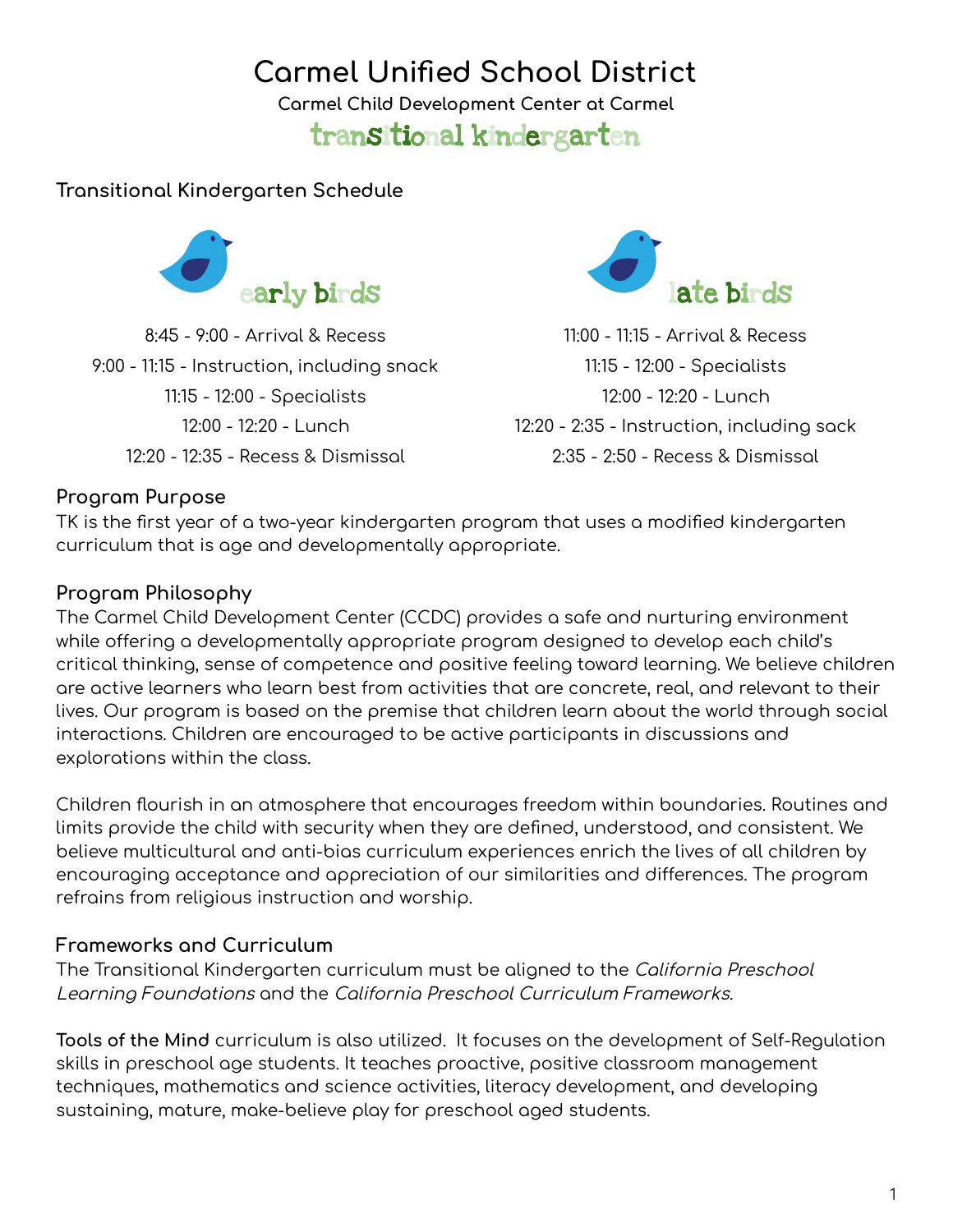# Carmel Unified School District

**Carmel Child Development Center at Carmel**

## transitional kindergarten

### Transitional Kindergarten Schedule

**early birds**

8:45 - 9:00 - Arrival & Recess
9:00 - 11:15 - Instruction, including snack
11:15 - 12:00 - Specialists
12:00 - 12:20 - Lunch
12:20 - 12:35 - Recess & Dismissal

**late birds**

11:00 - 11:15 - Arrival & Recess
11:15 - 12:00 - Specialists
12:00 - 12:20 - Lunch
12:20 - 2:35 - Instruction, including sack
2:35 - 2:50 - Recess & Dismissal

### Program Purpose

TK is the first year of a two-year kindergarten program that uses a modified kindergarten curriculum that is age and developmentally appropriate.

### Program Philosophy

The Carmel Child Development Center (CCDC) provides a safe and nurturing environment while offering a developmentally appropriate program designed to develop each child's critical thinking, sense of competence and positive feeling toward learning. We believe children are active learners who learn best from activities that are concrete, real, and relevant to their lives. Our program is based on the premise that children learn about the world through social interactions. Children are encouraged to be active participants in discussions and explorations within the class.

Children flourish in an atmosphere that encourages freedom within boundaries. Routines and limits provide the child with security when they are defined, understood, and consistent. We believe multicultural and anti-bias curriculum experiences enrich the lives of all children by encouraging acceptance and appreciation of our similarities and differences. The program refrains from religious instruction and worship.

### Frameworks and Curriculum

The Transitional Kindergarten curriculum must be aligned to the *California Preschool Learning Foundations* and the *California Preschool Curriculum Frameworks.*

**Tools of the Mind** curriculum is also utilized. It focuses on the development of Self-Regulation skills in preschool age students. It teaches proactive, positive classroom management techniques, mathematics and science activities, literacy development, and developing sustaining, mature, make-believe play for preschool aged students.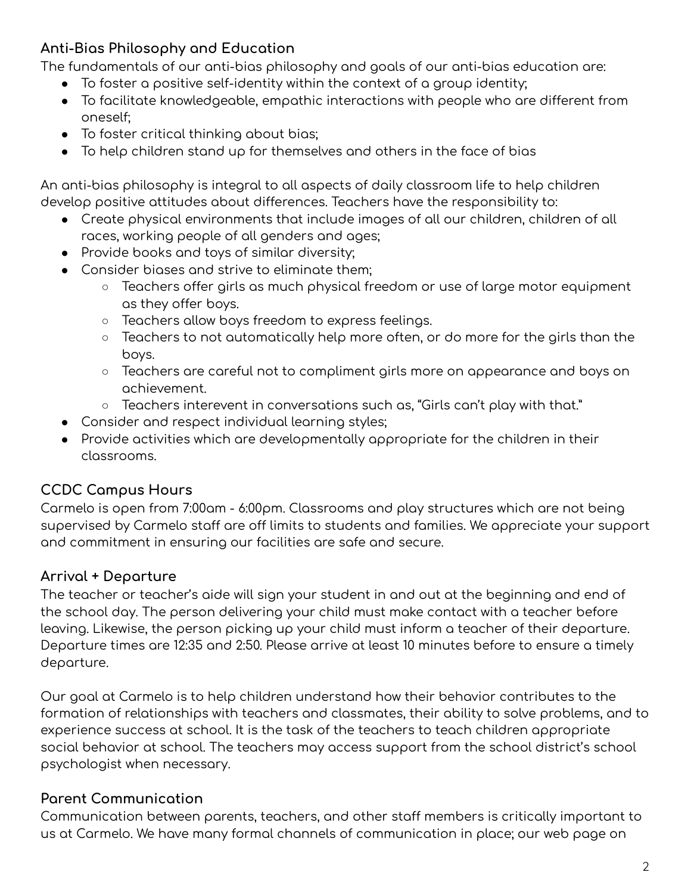### Anti-Bias Philosophy and Education

The fundamentals of our anti-bias philosophy and goals of our anti-bias education are:

- To foster a positive self-identity within the context of a group identity;
- To facilitate knowledgeable, empathic interactions with people who are different from oneself;
- To foster critical thinking about bias;
- To help children stand up for themselves and others in the face of bias

An anti-bias philosophy is integral to all aspects of daily classroom life to help children develop positive attitudes about differences. Teachers have the responsibility to:

- Create physical environments that include images of all our children, children of all races, working people of all genders and ages;
- Provide books and toys of similar diversity;
- Consider biases and strive to eliminate them;
  - Teachers offer girls as much physical freedom or use of large motor equipment as they offer boys.
  - Teachers allow boys freedom to express feelings.
  - Teachers to not automatically help more often, or do more for the girls than the boys.
  - Teachers are careful not to compliment girls more on appearance and boys on achievement.
  - Teachers interevent in conversations such as, "Girls can't play with that."
- Consider and respect individual learning styles;
- Provide activities which are developmentally appropriate for the children in their classrooms.

### CCDC Campus Hours

Carmelo is open from 7:00am - 6:00pm. Classrooms and play structures which are not being supervised by Carmelo staff are off limits to students and families. We appreciate your support and commitment in ensuring our facilities are safe and secure.

### Arrival + Departure

The teacher or teacher's aide will sign your student in and out at the beginning and end of the school day. The person delivering your child must make contact with a teacher before leaving. Likewise, the person picking up your child must inform a teacher of their departure. Departure times are 12:35 and 2:50. Please arrive at least 10 minutes before to ensure a timely departure.

Our goal at Carmelo is to help children understand how their behavior contributes to the formation of relationships with teachers and classmates, their ability to solve problems, and to experience success at school. It is the task of the teachers to teach children appropriate social behavior at school. The teachers may access support from the school district's school psychologist when necessary.

### Parent Communication

Communication between parents, teachers, and other staff members is critically important to us at Carmelo. We have many formal channels of communication in place; our web page on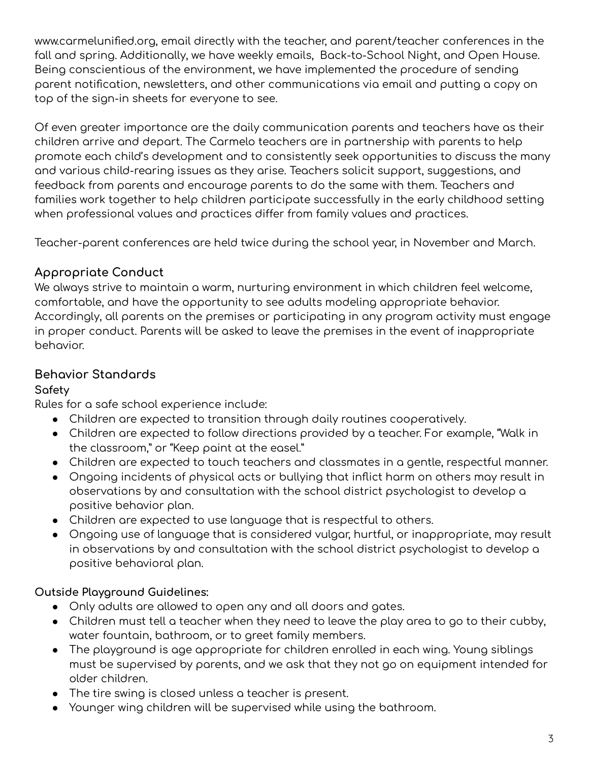www.carmelunified.org, email directly with the teacher, and parent/teacher conferences in the fall and spring. Additionally, we have weekly emails, Back-to-School Night, and Open House. Being conscientious of the environment, we have implemented the procedure of sending parent notification, newsletters, and other communications via email and putting a copy on top of the sign-in sheets for everyone to see.

Of even greater importance are the daily communication parents and teachers have as their children arrive and depart. The Carmelo teachers are in partnership with parents to help promote each child's development and to consistently seek opportunities to discuss the many and various child-rearing issues as they arise. Teachers solicit support, suggestions, and feedback from parents and encourage parents to do the same with them. Teachers and families work together to help children participate successfully in the early childhood setting when professional values and practices differ from family values and practices.

Teacher-parent conferences are held twice during the school year, in November and March.

## Appropriate Conduct

We always strive to maintain a warm, nurturing environment in which children feel welcome, comfortable, and have the opportunity to see adults modeling appropriate behavior. Accordingly, all parents on the premises or participating in any program activity must engage in proper conduct. Parents will be asked to leave the premises in the event of inappropriate behavior.

## Behavior Standards

### Safety

Rules for a safe school experience include:

- Children are expected to transition through daily routines cooperatively.
- Children are expected to follow directions provided by a teacher. For example, "Walk in the classroom," or "Keep paint at the easel."
- Children are expected to touch teachers and classmates in a gentle, respectful manner.
- Ongoing incidents of physical acts or bullying that inflict harm on others may result in observations by and consultation with the school district psychologist to develop a positive behavior plan.
- Children are expected to use language that is respectful to others.
- Ongoing use of language that is considered vulgar, hurtful, or inappropriate, may result in observations by and consultation with the school district psychologist to develop a positive behavioral plan.

### Outside Playground Guidelines:

- Only adults are allowed to open any and all doors and gates.
- Children must tell a teacher when they need to leave the play area to go to their cubby, water fountain, bathroom, or to greet family members.
- The playground is age appropriate for children enrolled in each wing. Young siblings must be supervised by parents, and we ask that they not go on equipment intended for older children.
- The tire swing is closed unless a teacher is present.
- Younger wing children will be supervised while using the bathroom.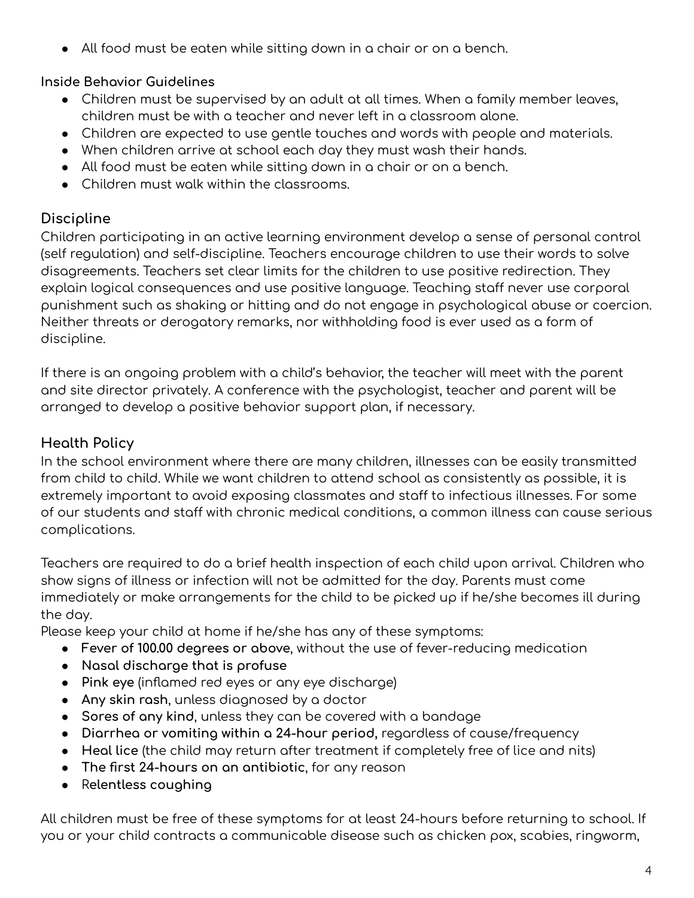- All food must be eaten while sitting down in a chair or on a bench.

**Inside Behavior Guidelines**

- Children must be supervised by an adult at all times. When a family member leaves, children must be with a teacher and never left in a classroom alone.
- Children are expected to use gentle touches and words with people and materials.
- When children arrive at school each day they must wash their hands.
- All food must be eaten while sitting down in a chair or on a bench.
- Children must walk within the classrooms.

## Discipline

Children participating in an active learning environment develop a sense of personal control (self regulation) and self-discipline. Teachers encourage children to use their words to solve disagreements. Teachers set clear limits for the children to use positive redirection. They explain logical consequences and use positive language. Teaching staff never use corporal punishment such as shaking or hitting and do not engage in psychological abuse or coercion. Neither threats or derogatory remarks, nor withholding food is ever used as a form of discipline.

If there is an ongoing problem with a child's behavior, the teacher will meet with the parent and site director privately. A conference with the psychologist, teacher and parent will be arranged to develop a positive behavior support plan, if necessary.

## Health Policy

In the school environment where there are many children, illnesses can be easily transmitted from child to child. While we want children to attend school as consistently as possible, it is extremely important to avoid exposing classmates and staff to infectious illnesses. For some of our students and staff with chronic medical conditions, a common illness can cause serious complications.

Teachers are required to do a brief health inspection of each child upon arrival. Children who show signs of illness or infection will not be admitted for the day. Parents must come immediately or make arrangements for the child to be picked up if he/she becomes ill during the day.

Please keep your child at home if he/she has any of these symptoms:

- **Fever of 100.00 degrees or above**, without the use of fever-reducing medication
- **Nasal discharge that is profuse**
- **Pink eye** (inflamed red eyes or any eye discharge)
- **Any skin rash**, unless diagnosed by a doctor
- **Sores of any kind**, unless they can be covered with a bandage
- **Diarrhea or vomiting within a 24-hour period,** regardless of cause/frequency
- **Heal lice** (the child may return after treatment if completely free of lice and nits)
- **The first 24-hours on an antibiotic**, for any reason
- **Relentless coughing**

All children must be free of these symptoms for at least 24-hours before returning to school. If you or your child contracts a communicable disease such as chicken pox, scabies, ringworm,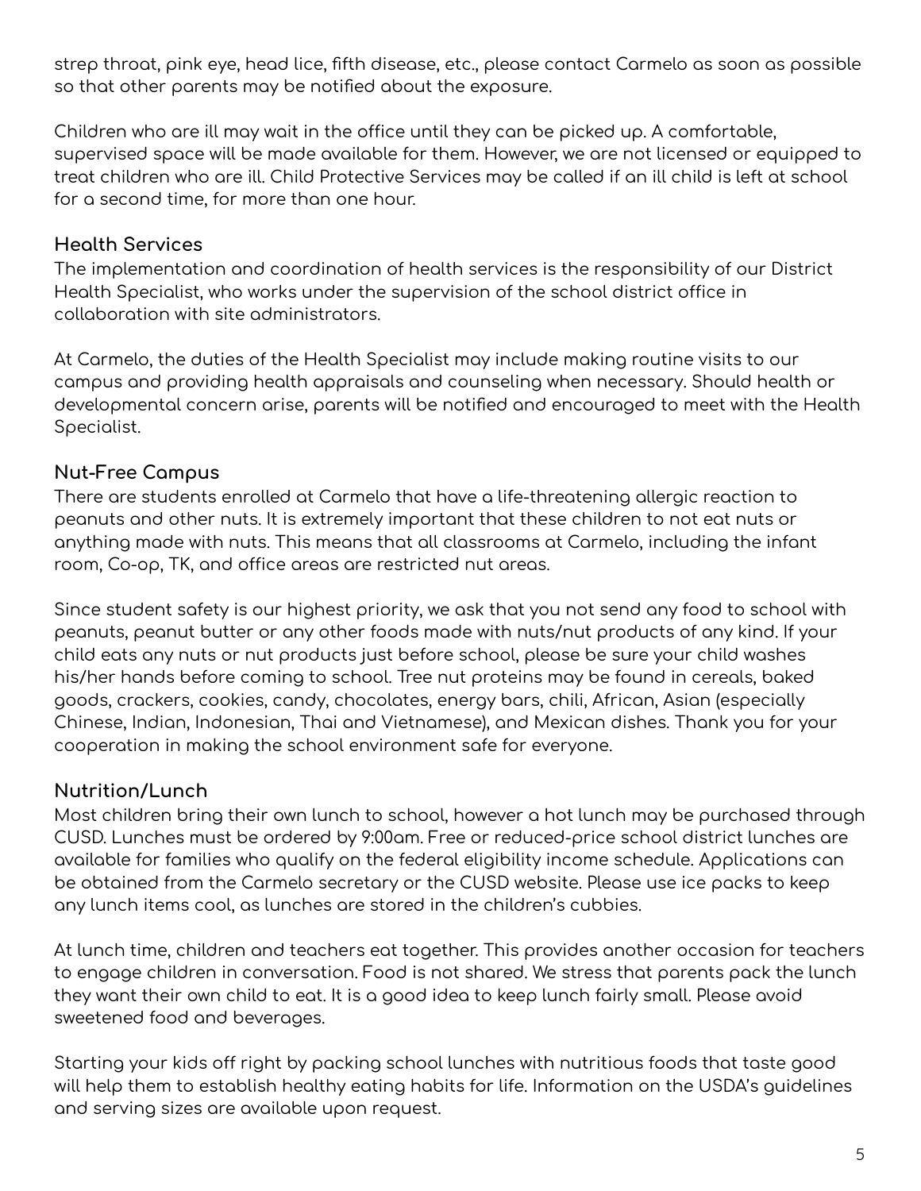strep throat, pink eye, head lice, fifth disease, etc., please contact Carmelo as soon as possible so that other parents may be notified about the exposure.

Children who are ill may wait in the office until they can be picked up. A comfortable, supervised space will be made available for them. However, we are not licensed or equipped to treat children who are ill. Child Protective Services may be called if an ill child is left at school for a second time, for more than one hour.

### Health Services

The implementation and coordination of health services is the responsibility of our District Health Specialist, who works under the supervision of the school district office in collaboration with site administrators.

At Carmelo, the duties of the Health Specialist may include making routine visits to our campus and providing health appraisals and counseling when necessary. Should health or developmental concern arise, parents will be notified and encouraged to meet with the Health Specialist.

### Nut-Free Campus

There are students enrolled at Carmelo that have a life-threatening allergic reaction to peanuts and other nuts. It is extremely important that these children to not eat nuts or anything made with nuts. This means that all classrooms at Carmelo, including the infant room, Co-op, TK, and office areas are restricted nut areas.

Since student safety is our highest priority, we ask that you not send any food to school with peanuts, peanut butter or any other foods made with nuts/nut products of any kind. If your child eats any nuts or nut products just before school, please be sure your child washes his/her hands before coming to school. Tree nut proteins may be found in cereals, baked goods, crackers, cookies, candy, chocolates, energy bars, chili, African, Asian (especially Chinese, Indian, Indonesian, Thai and Vietnamese), and Mexican dishes. Thank you for your cooperation in making the school environment safe for everyone.

### Nutrition/Lunch

Most children bring their own lunch to school, however a hot lunch may be purchased through CUSD. Lunches must be ordered by 9:00am. Free or reduced-price school district lunches are available for families who qualify on the federal eligibility income schedule. Applications can be obtained from the Carmelo secretary or the CUSD website. Please use ice packs to keep any lunch items cool, as lunches are stored in the children's cubbies.

At lunch time, children and teachers eat together. This provides another occasion for teachers to engage children in conversation. Food is not shared. We stress that parents pack the lunch they want their own child to eat. It is a good idea to keep lunch fairly small. Please avoid sweetened food and beverages.

Starting your kids off right by packing school lunches with nutritious foods that taste good will help them to establish healthy eating habits for life. Information on the USDA's guidelines and serving sizes are available upon request.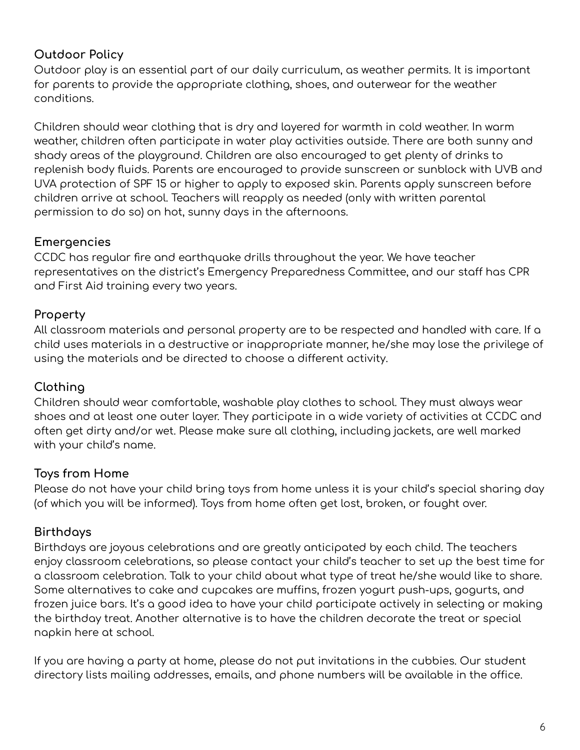## Outdoor Policy

Outdoor play is an essential part of our daily curriculum, as weather permits. It is important for parents to provide the appropriate clothing, shoes, and outerwear for the weather conditions.

Children should wear clothing that is dry and layered for warmth in cold weather. In warm weather, children often participate in water play activities outside. There are both sunny and shady areas of the playground. Children are also encouraged to get plenty of drinks to replenish body fluids. Parents are encouraged to provide sunscreen or sunblock with UVB and UVA protection of SPF 15 or higher to apply to exposed skin. Parents apply sunscreen before children arrive at school. Teachers will reapply as needed (only with written parental permission to do so) on hot, sunny days in the afternoons.

## Emergencies

CCDC has regular fire and earthquake drills throughout the year. We have teacher representatives on the district's Emergency Preparedness Committee, and our staff has CPR and First Aid training every two years.

## Property

All classroom materials and personal property are to be respected and handled with care. If a child uses materials in a destructive or inappropriate manner, he/she may lose the privilege of using the materials and be directed to choose a different activity.

## Clothing

Children should wear comfortable, washable play clothes to school. They must always wear shoes and at least one outer layer. They participate in a wide variety of activities at CCDC and often get dirty and/or wet. Please make sure all clothing, including jackets, are well marked with your child's name.

## Toys from Home

Please do not have your child bring toys from home unless it is your child's special sharing day (of which you will be informed). Toys from home often get lost, broken, or fought over.

## Birthdays

Birthdays are joyous celebrations and are greatly anticipated by each child. The teachers enjoy classroom celebrations, so please contact your child's teacher to set up the best time for a classroom celebration. Talk to your child about what type of treat he/she would like to share. Some alternatives to cake and cupcakes are muffins, frozen yogurt push-ups, gogurts, and frozen juice bars. It's a good idea to have your child participate actively in selecting or making the birthday treat. Another alternative is to have the children decorate the treat or special napkin here at school.

If you are having a party at home, please do not put invitations in the cubbies. Our student directory lists mailing addresses, emails, and phone numbers will be available in the office.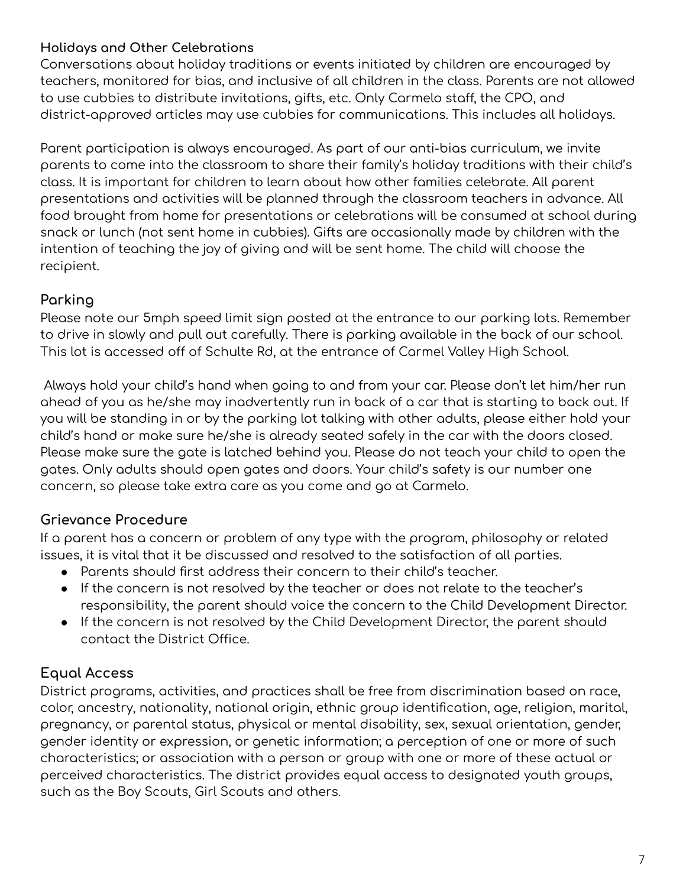### Holidays and Other Celebrations

Conversations about holiday traditions or events initiated by children are encouraged by teachers, monitored for bias, and inclusive of all children in the class. Parents are not allowed to use cubbies to distribute invitations, gifts, etc. Only Carmelo staff, the CPO, and district-approved articles may use cubbies for communications. This includes all holidays.

Parent participation is always encouraged. As part of our anti-bias curriculum, we invite parents to come into the classroom to share their family's holiday traditions with their child's class. It is important for children to learn about how other families celebrate. All parent presentations and activities will be planned through the classroom teachers in advance. All food brought from home for presentations or celebrations will be consumed at school during snack or lunch (not sent home in cubbies). Gifts are occasionally made by children with the intention of teaching the joy of giving and will be sent home. The child will choose the recipient.

## Parking

Please note our 5mph speed limit sign posted at the entrance to our parking lots. Remember to drive in slowly and pull out carefully. There is parking available in the back of our school. This lot is accessed off of Schulte Rd, at the entrance of Carmel Valley High School.

Always hold your child's hand when going to and from your car. Please don't let him/her run ahead of you as he/she may inadvertently run in back of a car that is starting to back out. If you will be standing in or by the parking lot talking with other adults, please either hold your child's hand or make sure he/she is already seated safely in the car with the doors closed. Please make sure the gate is latched behind you. Please do not teach your child to open the gates. Only adults should open gates and doors. Your child's safety is our number one concern, so please take extra care as you come and go at Carmelo.

## Grievance Procedure

If a parent has a concern or problem of any type with the program, philosophy or related issues, it is vital that it be discussed and resolved to the satisfaction of all parties.

- Parents should first address their concern to their child's teacher.
- If the concern is not resolved by the teacher or does not relate to the teacher's responsibility, the parent should voice the concern to the Child Development Director.
- If the concern is not resolved by the Child Development Director, the parent should contact the District Office.

## Equal Access

District programs, activities, and practices shall be free from discrimination based on race, color, ancestry, nationality, national origin, ethnic group identification, age, religion, marital, pregnancy, or parental status, physical or mental disability, sex, sexual orientation, gender, gender identity or expression, or genetic information; a perception of one or more of such characteristics; or association with a person or group with one or more of these actual or perceived characteristics. The district provides equal access to designated youth groups, such as the Boy Scouts, Girl Scouts and others.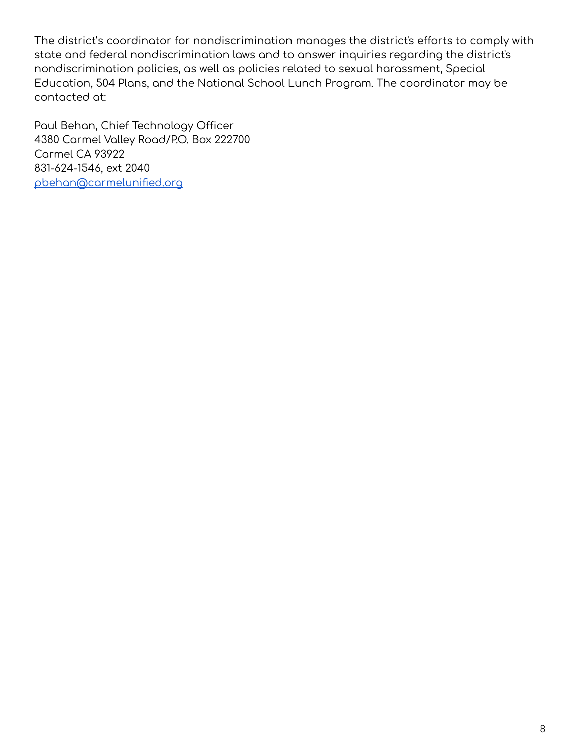The district's coordinator for nondiscrimination manages the district's efforts to comply with state and federal nondiscrimination laws and to answer inquiries regarding the district's nondiscrimination policies, as well as policies related to sexual harassment, Special Education, 504 Plans, and the National School Lunch Program. The coordinator may be contacted at:

Paul Behan, Chief Technology Officer
4380 Carmel Valley Road/P.O. Box 222700
Carmel CA 93922
831-624-1546, ext 2040
pbehan@carmelunified.org